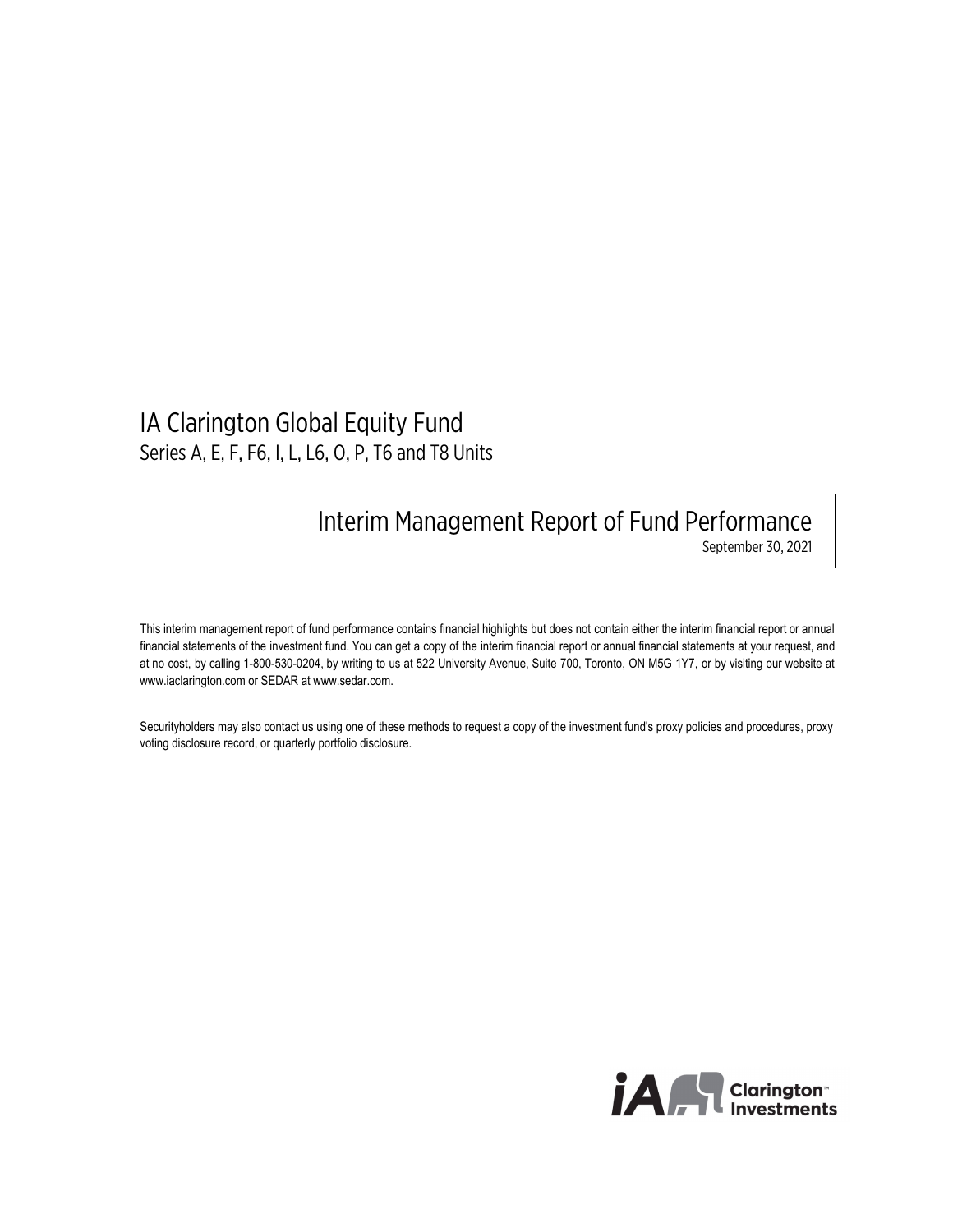# IA Clarington Global Equity Fund

Series A, E, F, F6, I, L, L6, O, P, T6 and T8 Units

## Interim Management Report of Fund Performance

September 30, 2021

This interim management report of fund performance contains financial highlights but does not contain either the interim financial report or annual financial statements of the investment fund. You can get a copy of the interim financial report or annual financial statements at your request, and at no cost, by calling 1-800-530-0204, by writing to us at 522 University Avenue, Suite 700, Toronto, ON M5G 1Y7, or by visiting our website at www.iaclarington.com or SEDAR at www.sedar.com.

Securityholders may also contact us using one of these methods to request a copy of the investment fund's proxy policies and procedures, proxy voting disclosure record, or quarterly portfolio disclosure.

iA Clarington Investments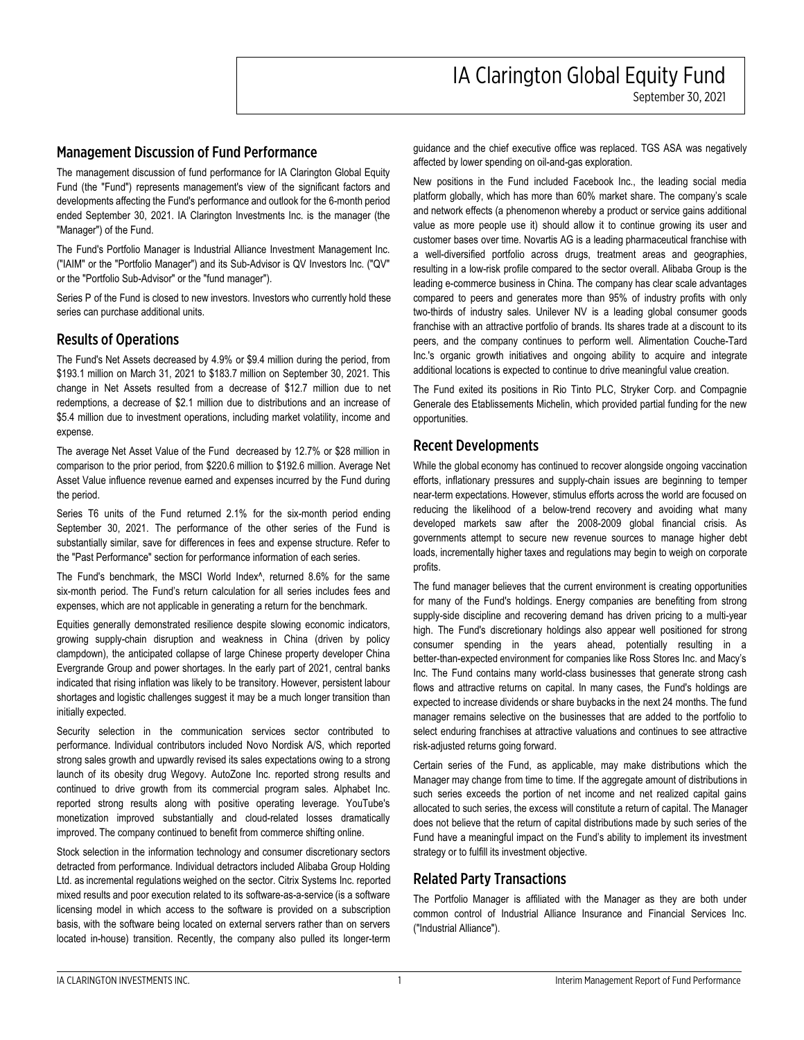# IA Clarington Global Equity Fund

September 30, 2021

## Management Discussion of Fund Performance

The management discussion of fund performance for IA Clarington Global Equity Fund (the "Fund") represents management's view of the significant factors and developments affecting the Fund's performance and outlook for the 6-month period ended September 30, 2021. IA Clarington Investments Inc. is the manager (the "Manager") of the Fund.

The Fund's Portfolio Manager is Industrial Alliance Investment Management Inc. ("IAIM" or the "Portfolio Manager") and its Sub-Advisor is QV Investors Inc. ("QV" or the "Portfolio Sub-Advisor" or the "fund manager").

Series P of the Fund is closed to new investors. Investors who currently hold these series can purchase additional units.

## Results of Operations

The Fund's Net Assets decreased by 4.9% or $9.4 million during the period, from $193.1 million on March 31, 2021 to $183.7 million on September 30, 2021. This change in Net Assets resulted from a decrease of $12.7 million due to net redemptions, a decrease of $2.1 million due to distributions and an increase of $5.4 million due to investment operations, including market volatility, income and expense.

The average Net Asset Value of the Fund decreased by 12.7% or $28 million in comparison to the prior period, from $220.6 million to $192.6 million. Average Net Asset Value influence revenue earned and expenses incurred by the Fund during the period.

Series T6 units of the Fund returned 2.1% for the six-month period ending September 30, 2021. The performance of the other series of the Fund is substantially similar, save for differences in fees and expense structure. Refer to the "Past Performance" section for performance information of each series.

The Fund's benchmark, the MSCI World Index^, returned 8.6% for the same six-month period. The Fund's return calculation for all series includes fees and expenses, which are not applicable in generating a return for the benchmark.

Equities generally demonstrated resilience despite slowing economic indicators, growing supply-chain disruption and weakness in China (driven by policy clampdown), the anticipated collapse of large Chinese property developer China Evergrande Group and power shortages. In the early part of 2021, central banks indicated that rising inflation was likely to be transitory. However, persistent labour shortages and logistic challenges suggest it may be a much longer transition than initially expected.

Security selection in the communication services sector contributed to performance. Individual contributors included Novo Nordisk A/S, which reported strong sales growth and upwardly revised its sales expectations owing to a strong launch of its obesity drug Wegovy. AutoZone Inc. reported strong results and continued to drive growth from its commercial program sales. Alphabet Inc. reported strong results along with positive operating leverage. YouTube's monetization improved substantially and cloud-related losses dramatically improved. The company continued to benefit from commerce shifting online.

Stock selection in the information technology and consumer discretionary sectors detracted from performance. Individual detractors included Alibaba Group Holding Ltd. as incremental regulations weighed on the sector. Citrix Systems Inc. reported mixed results and poor execution related to its software-as-a-service (is a software licensing model in which access to the software is provided on a subscription basis, with the software being located on external servers rather than on servers located in-house) transition. Recently, the company also pulled its longer-term guidance and the chief executive office was replaced. TGS ASA was negatively affected by lower spending on oil-and-gas exploration.

New positions in the Fund included Facebook Inc., the leading social media platform globally, which has more than 60% market share. The company's scale and network effects (a phenomenon whereby a product or service gains additional value as more people use it) should allow it to continue growing its user and customer bases over time. Novartis AG is a leading pharmaceutical franchise with a well-diversified portfolio across drugs, treatment areas and geographies, resulting in a low-risk profile compared to the sector overall. Alibaba Group is the leading e-commerce business in China. The company has clear scale advantages compared to peers and generates more than 95% of industry profits with only two-thirds of industry sales. Unilever NV is a leading global consumer goods franchise with an attractive portfolio of brands. Its shares trade at a discount to its peers, and the company continues to perform well. Alimentation Couche-Tard Inc.'s organic growth initiatives and ongoing ability to acquire and integrate additional locations is expected to continue to drive meaningful value creation.

The Fund exited its positions in Rio Tinto PLC, Stryker Corp. and Compagnie Generale des Etablissements Michelin, which provided partial funding for the new opportunities.

## Recent Developments

While the global economy has continued to recover alongside ongoing vaccination efforts, inflationary pressures and supply-chain issues are beginning to temper near-term expectations. However, stimulus efforts across the world are focused on reducing the likelihood of a below-trend recovery and avoiding what many developed markets saw after the 2008-2009 global financial crisis. As governments attempt to secure new revenue sources to manage higher debt loads, incrementally higher taxes and regulations may begin to weigh on corporate profits.

The fund manager believes that the current environment is creating opportunities for many of the Fund's holdings. Energy companies are benefiting from strong supply-side discipline and recovering demand has driven pricing to a multi-year high. The Fund's discretionary holdings also appear well positioned for strong consumer spending in the years ahead, potentially resulting in a better-than-expected environment for companies like Ross Stores Inc. and Macy's Inc. The Fund contains many world-class businesses that generate strong cash flows and attractive returns on capital. In many cases, the Fund's holdings are expected to increase dividends or share buybacks in the next 24 months. The fund manager remains selective on the businesses that are added to the portfolio to select enduring franchises at attractive valuations and continues to see attractive risk-adjusted returns going forward.

Certain series of the Fund, as applicable, may make distributions which the Manager may change from time to time. If the aggregate amount of distributions in such series exceeds the portion of net income and net realized capital gains allocated to such series, the excess will constitute a return of capital. The Manager does not believe that the return of capital distributions made by such series of the Fund have a meaningful impact on the Fund's ability to implement its investment strategy or to fulfill its investment objective.

## Related Party Transactions

The Portfolio Manager is affiliated with the Manager as they are both under common control of Industrial Alliance Insurance and Financial Services Inc. ("Industrial Alliance").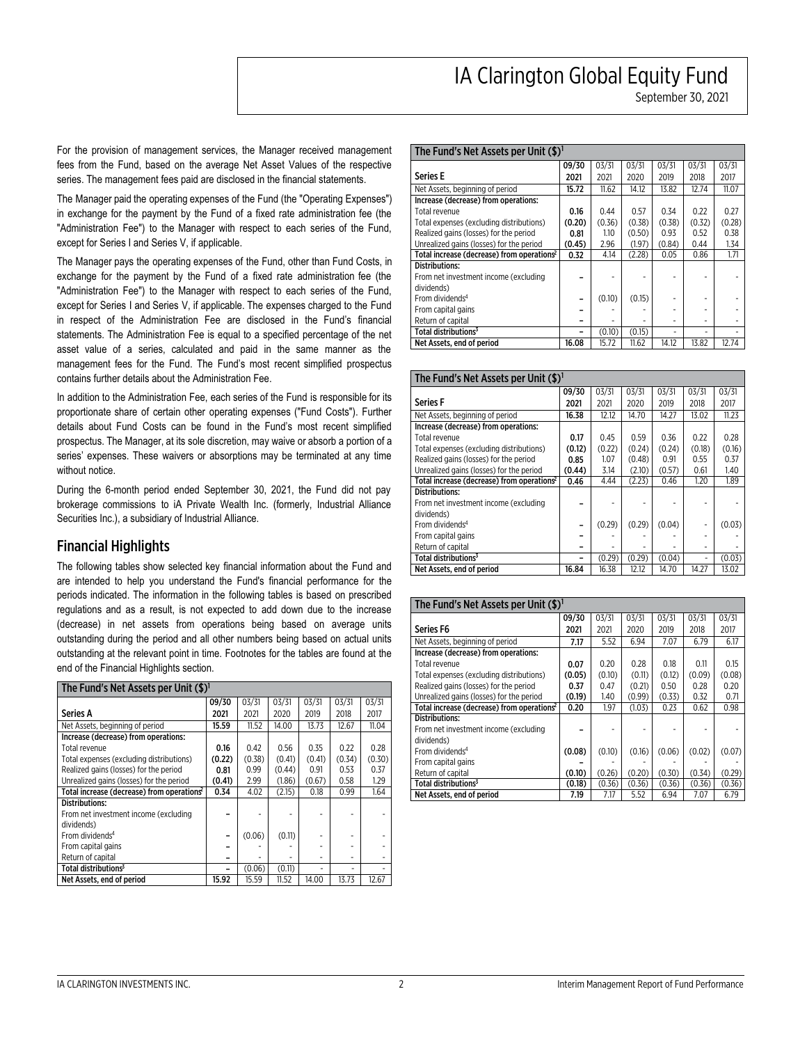For the provision of management services, the Manager received management fees from the Fund, based on the average Net Asset Values of the respective series. The management fees paid are disclosed in the financial statements.

The Manager paid the operating expenses of the Fund (the "Operating Expenses") in exchange for the payment by the Fund of a fixed rate administration fee (the "Administration Fee") to the Manager with respect to each series of the Fund, except for Series I and Series V, if applicable.

The Manager pays the operating expenses of the Fund, other than Fund Costs, in exchange for the payment by the Fund of a fixed rate administration fee (the "Administration Fee") to the Manager with respect to each series of the Fund, except for Series I and Series V, if applicable. The expenses charged to the Fund in respect of the Administration Fee are disclosed in the Fund's financial statements. The Administration Fee is equal to a specified percentage of the net asset value of a series, calculated and paid in the same manner as the management fees for the Fund. The Fund's most recent simplified prospectus contains further details about the Administration Fee.

In addition to the Administration Fee, each series of the Fund is responsible for its proportionate share of certain other operating expenses ("Fund Costs"). Further details about Fund Costs can be found in the Fund's most recent simplified prospectus. The Manager, at its sole discretion, may waive or absorb a portion of a series' expenses. These waivers or absorptions may be terminated at any time without notice.

During the 6-month period ended September 30, 2021, the Fund did not pay brokerage commissions to iA Private Wealth Inc. (formerly, Industrial Alliance Securities Inc.), a subsidiary of Industrial Alliance.

## Financial Highlights

The following tables show selected key financial information about the Fund and are intended to help you understand the Fund's financial performance for the periods indicated. The information in the following tables is based on prescribed regulations and as a result, is not expected to add down due to the increase (decrease) in net assets from operations being based on average units outstanding during the period and all other numbers being based on actual units outstanding at the relevant point in time. Footnotes for the tables are found at the end of the Financial Highlights section.

**The Fund's Net Assets per Unit ($)[1]**

| Series A | 09/30 2021 | 03/31 2021 | 03/31 2020 | 03/31 2019 | 03/31 2018 | 03/31 2017 |
|---|---|---|---|---|---|---|
| Net Assets, beginning of period | 15.59 | 11.52 | 14.00 | 13.73 | 12.67 | 11.04 |
| **Increase (decrease) from operations:** | | | | | | |
| Total revenue | 0.16 | 0.42 | 0.56 | 0.35 | 0.22 | 0.28 |
| Total expenses (excluding distributions) | (0.22) | (0.38) | (0.41) | (0.41) | (0.34) | (0.30) |
| Realized gains (losses) for the period | 0.81 | 0.99 | (0.44) | 0.91 | 0.53 | 0.37 |
| Unrealized gains (losses) for the period | (0.41) | 2.99 | (1.86) | (0.67) | 0.58 | 1.29 |
| **Total increase (decrease) from operations[2]** | 0.34 | 4.02 | (2.15) | 0.18 | 0.99 | 1.64 |
| **Distributions:** | | | | | | |
| From net investment income (excluding dividends) | – | - | - | - | - | - |
| From dividends[4] | – | (0.06) | (0.11) | - | - | - |
| From capital gains | – | - | - | - | - | - |
| Return of capital | – | - | - | - | - | - |
| **Total distributions[3]** | – | (0.06) | (0.11) | - | - | - |
| **Net Assets, end of period** | 15.92 | 15.59 | 11.52 | 14.00 | 13.73 | 12.67 |

**The Fund's Net Assets per Unit ($)[1]**

| Series E | 09/30 2021 | 03/31 2021 | 03/31 2020 | 03/31 2019 | 03/31 2018 | 03/31 2017 |
|---|---|---|---|---|---|---|
| Net Assets, beginning of period | 15.72 | 11.62 | 14.12 | 13.82 | 12.74 | 11.07 |
| **Increase (decrease) from operations:** | | | | | | |
| Total revenue | 0.16 | 0.44 | 0.57 | 0.34 | 0.22 | 0.27 |
| Total expenses (excluding distributions) | (0.20) | (0.36) | (0.38) | (0.38) | (0.32) | (0.28) |
| Realized gains (losses) for the period | 0.81 | 1.10 | (0.50) | 0.93 | 0.52 | 0.38 |
| Unrealized gains (losses) for the period | (0.45) | 2.96 | (1.97) | (0.84) | 0.44 | 1.34 |
| **Total increase (decrease) from operations[2]** | 0.32 | 4.14 | (2.28) | 0.05 | 0.86 | 1.71 |
| **Distributions:** | | | | | | |
| From net investment income (excluding dividends) | – | - | - | - | - | - |
| From dividends[4] | – | (0.10) | (0.15) | - | - | - |
| From capital gains | – | - | - | - | - | - |
| Return of capital | – | - | - | - | - | - |
| **Total distributions[3]** | – | (0.10) | (0.15) | - | - | - |
| **Net Assets, end of period** | 16.08 | 15.72 | 11.62 | 14.12 | 13.82 | 12.74 |

**The Fund's Net Assets per Unit ($)[1]**

| Series F | 09/30 2021 | 03/31 2021 | 03/31 2020 | 03/31 2019 | 03/31 2018 | 03/31 2017 |
|---|---|---|---|---|---|---|
| Net Assets, beginning of period | 16.38 | 12.12 | 14.70 | 14.27 | 13.02 | 11.23 |
| **Increase (decrease) from operations:** | | | | | | |
| Total revenue | 0.17 | 0.45 | 0.59 | 0.36 | 0.22 | 0.28 |
| Total expenses (excluding distributions) | (0.12) | (0.22) | (0.24) | (0.24) | (0.18) | (0.16) |
| Realized gains (losses) for the period | 0.85 | 1.07 | (0.48) | 0.91 | 0.55 | 0.37 |
| Unrealized gains (losses) for the period | (0.44) | 3.14 | (2.10) | (0.57) | 0.61 | 1.40 |
| **Total increase (decrease) from operations[2]** | 0.46 | 4.44 | (2.23) | 0.46 | 1.20 | 1.89 |
| **Distributions:** | | | | | | |
| From net investment income (excluding dividends) | – | - | - | - | - | - |
| From dividends[4] | – | (0.29) | (0.29) | (0.04) | - | (0.03) |
| From capital gains | – | - | - | - | - | - |
| Return of capital | – | - | - | - | - | - |
| **Total distributions[3]** | – | (0.29) | (0.29) | (0.04) | - | (0.03) |
| **Net Assets, end of period** | 16.84 | 16.38 | 12.12 | 14.70 | 14.27 | 13.02 |

**The Fund's Net Assets per Unit ($)[1]**

| Series F6 | 09/30 2021 | 03/31 2021 | 03/31 2020 | 03/31 2019 | 03/31 2018 | 03/31 2017 |
|---|---|---|---|---|---|---|
| Net Assets, beginning of period | 7.17 | 5.52 | 6.94 | 7.07 | 6.79 | 6.17 |
| **Increase (decrease) from operations:** | | | | | | |
| Total revenue | 0.07 | 0.20 | 0.28 | 0.18 | 0.11 | 0.15 |
| Total expenses (excluding distributions) | (0.05) | (0.10) | (0.11) | (0.12) | (0.09) | (0.08) |
| Realized gains (losses) for the period | 0.37 | 0.47 | (0.21) | 0.50 | 0.28 | 0.20 |
| Unrealized gains (losses) for the period | (0.19) | 1.40 | (0.99) | (0.33) | 0.32 | 0.71 |
| **Total increase (decrease) from operations[2]** | 0.20 | 1.97 | (1.03) | 0.23 | 0.62 | 0.98 |
| **Distributions:** | | | | | | |
| From net investment income (excluding dividends) | – | - | - | - | - | - |
| From dividends[4] | (0.08) | (0.10) | (0.16) | (0.06) | (0.02) | (0.07) |
| From capital gains | – | - | - | - | - | - |
| Return of capital | (0.10) | (0.26) | (0.20) | (0.30) | (0.34) | (0.29) |
| **Total distributions[3]** | (0.18) | (0.36) | (0.36) | (0.36) | (0.36) | (0.36) |
| **Net Assets, end of period** | 7.19 | 7.17 | 5.52 | 6.94 | 7.07 | 6.79 |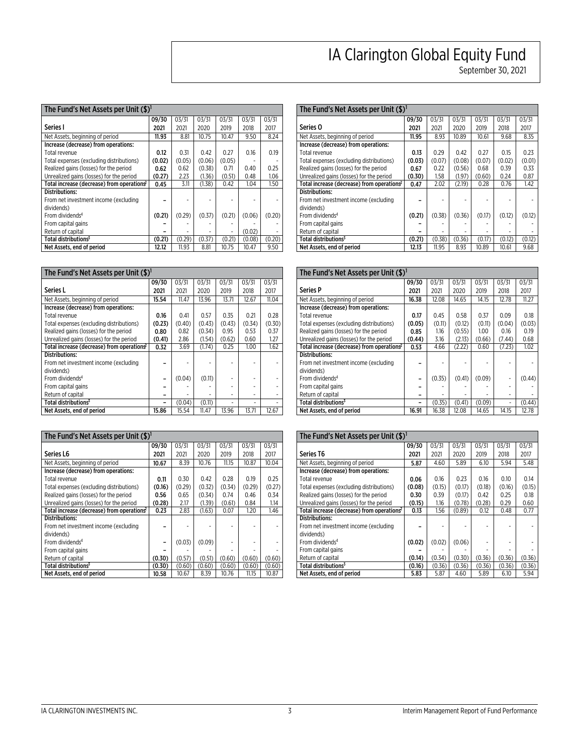# IA Clarington Global Equity Fund

September 30, 2021

| The Fund's Net Assets per Unit ($)[1] | | | | | | |
|---|---|---|---|---|---|---|
| **Series I** | **09/30 2021** | 03/31 2021 | 03/31 2020 | 03/31 2019 | 03/31 2018 | 03/31 2017 |
| Net Assets, beginning of period | **11.93** | 8.81 | 10.75 | 10.47 | 9.50 | 8.24 |
| **Increase (decrease) from operations:** | | | | | | |
| Total revenue | **0.12** | 0.31 | 0.42 | 0.27 | 0.16 | 0.19 |
| Total expenses (excluding distributions) | **(0.02)** | (0.05) | (0.06) | (0.05) | - | - |
| Realized gains (losses) for the period | **0.62** | 0.62 | (0.38) | 0.71 | 0.40 | 0.25 |
| Unrealized gains (losses) for the period | **(0.27)** | 2.23 | (1.36) | (0.51) | 0.48 | 1.06 |
| **Total increase (decrease) from operations[2]** | **0.45** | 3.11 | (1.38) | 0.42 | 1.04 | 1.50 |
| **Distributions:** | | | | | | |
| From net investment income (excluding dividends) | **-** | - | - | - | - | - |
| From dividends[4] | **(0.21)** | (0.29) | (0.37) | (0.21) | (0.06) | (0.20) |
| From capital gains | **-** | - | - | - | - | - |
| Return of capital | **-** | - | - | - | (0.02) | - |
| **Total distributions[3]** | **(0.21)** | (0.29) | (0.37) | (0.21) | (0.08) | (0.20) |
| **Net Assets, end of period** | **12.12** | 11.93 | 8.81 | 10.75 | 10.47 | 9.50 |

| The Fund's Net Assets per Unit ($)[1] | | | | | | |
|---|---|---|---|---|---|---|
| **Series O** | **09/30 2021** | 03/31 2021 | 03/31 2020 | 03/31 2019 | 03/31 2018 | 03/31 2017 |
| Net Assets, beginning of period | **11.95** | 8.93 | 10.89 | 10.61 | 9.68 | 8.35 |
| **Increase (decrease) from operations:** | | | | | | |
| Total revenue | **0.13** | 0.29 | 0.42 | 0.27 | 0.15 | 0.23 |
| Total expenses (excluding distributions) | **(0.03)** | (0.07) | (0.08) | (0.07) | (0.02) | (0.01) |
| Realized gains (losses) for the period | **0.67** | 0.22 | (0.56) | 0.68 | 0.39 | 0.33 |
| Unrealized gains (losses) for the period | **(0.30)** | 1.58 | (1.97) | (0.60) | 0.24 | 0.87 |
| **Total increase (decrease) from operations[2]** | **0.47** | 2.02 | (2.19) | 0.28 | 0.76 | 1.42 |
| **Distributions:** | | | | | | |
| From net investment income (excluding dividends) | **-** | - | - | - | - | - |
| From dividends[4] | **(0.21)** | (0.38) | (0.36) | (0.17) | (0.12) | (0.12) |
| From capital gains | **-** | - | - | - | - | - |
| Return of capital | **-** | - | - | - | - | - |
| **Total distributions[3]** | **(0.21)** | (0.38) | (0.36) | (0.17) | (0.12) | (0.12) |
| **Net Assets, end of period** | **12.13** | 11.95 | 8.93 | 10.89 | 10.61 | 9.68 |

| The Fund's Net Assets per Unit ($)[1] | | | | | | |
|---|---|---|---|---|---|---|
| **Series L** | **09/30 2021** | 03/31 2021 | 03/31 2020 | 03/31 2019 | 03/31 2018 | 03/31 2017 |
| Net Assets, beginning of period | **15.54** | 11.47 | 13.96 | 13.71 | 12.67 | 11.04 |
| **Increase (decrease) from operations:** | | | | | | |
| Total revenue | **0.16** | 0.41 | 0.57 | 0.35 | 0.21 | 0.28 |
| Total expenses (excluding distributions) | **(0.23)** | (0.40) | (0.43) | (0.43) | (0.34) | (0.30) |
| Realized gains (losses) for the period | **0.80** | 0.82 | (0.34) | 0.95 | 0.53 | 0.37 |
| Unrealized gains (losses) for the period | **(0.41)** | 2.86 | (1.54) | (0.62) | 0.60 | 1.27 |
| **Total increase (decrease) from operations[2]** | **0.32** | 3.69 | (1.74) | 0.25 | 1.00 | 1.62 |
| **Distributions:** | | | | | | |
| From net investment income (excluding dividends) | **-** | - | - | - | - | - |
| From dividends[4] | **-** | (0.04) | (0.11) | - | - | - |
| From capital gains | **-** | - | - | - | - | - |
| Return of capital | **-** | - | - | - | - | - |
| **Total distributions[3]** | **-** | (0.04) | (0.11) | - | - | - |
| **Net Assets, end of period** | **15.86** | 15.54 | 11.47 | 13.96 | 13.71 | 12.67 |

| The Fund's Net Assets per Unit ($)[1] | | | | | | |
|---|---|---|---|---|---|---|
| **Series P** | **09/30 2021** | 03/31 2021 | 03/31 2020 | 03/31 2019 | 03/31 2018 | 03/31 2017 |
| Net Assets, beginning of period | **16.38** | 12.08 | 14.65 | 14.15 | 12.78 | 11.27 |
| **Increase (decrease) from operations:** | | | | | | |
| Total revenue | **0.17** | 0.45 | 0.58 | 0.37 | 0.09 | 0.18 |
| Total expenses (excluding distributions) | **(0.05)** | (0.11) | (0.12) | (0.11) | (0.04) | (0.03) |
| Realized gains (losses) for the period | **0.85** | 1.16 | (0.55) | 1.00 | 0.16 | 0.19 |
| Unrealized gains (losses) for the period | **(0.44)** | 3.16 | (2.13) | (0.66) | (7.44) | 0.68 |
| **Total increase (decrease) from operations[2]** | **0.53** | 4.66 | (2.22) | 0.60 | (7.23) | 1.02 |
| **Distributions:** | | | | | | |
| From net investment income (excluding dividends) | **-** | - | - | - | - | - |
| From dividends[4] | **-** | (0.35) | (0.41) | (0.09) | - | (0.44) |
| From capital gains | **-** | - | - | - | - | - |
| Return of capital | **-** | - | - | - | - | - |
| **Total distributions[3]** | **-** | (0.35) | (0.41) | (0.09) | - | (0.44) |
| **Net Assets, end of period** | **16.91** | 16.38 | 12.08 | 14.65 | 14.15 | 12.78 |

| The Fund's Net Assets per Unit ($)[1] | | | | | | |
|---|---|---|---|---|---|---|
| **Series L6** | **09/30 2021** | 03/31 2021 | 03/31 2020 | 03/31 2019 | 03/31 2018 | 03/31 2017 |
| Net Assets, beginning of period | **10.67** | 8.39 | 10.76 | 11.15 | 10.87 | 10.04 |
| **Increase (decrease) from operations:** | | | | | | |
| Total revenue | **0.11** | 0.30 | 0.42 | 0.28 | 0.19 | 0.25 |
| Total expenses (excluding distributions) | **(0.16)** | (0.29) | (0.32) | (0.34) | (0.29) | (0.27) |
| Realized gains (losses) for the period | **0.56** | 0.65 | (0.34) | 0.74 | 0.46 | 0.34 |
| Unrealized gains (losses) for the period | **(0.28)** | 2.17 | (1.39) | (0.61) | 0.84 | 1.14 |
| **Total increase (decrease) from operations[2]** | **0.23** | 2.83 | (1.63) | 0.07 | 1.20 | 1.46 |
| **Distributions:** | | | | | | |
| From net investment income (excluding dividends) | **-** | - | - | - | - | - |
| From dividends[4] | **-** | (0.03) | (0.09) | - | - | - |
| From capital gains | **-** | - | - | - | - | - |
| Return of capital | **(0.30)** | (0.57) | (0.51) | (0.60) | (0.60) | (0.60) |
| **Total distributions[3]** | **(0.30)** | (0.60) | (0.60) | (0.60) | (0.60) | (0.60) |
| **Net Assets, end of period** | **10.58** | 10.67 | 8.39 | 10.76 | 11.15 | 10.87 |

| The Fund's Net Assets per Unit ($)[1] | | | | | | |
|---|---|---|---|---|---|---|
| **Series T6** | **09/30 2021** | 03/31 2021 | 03/31 2020 | 03/31 2019 | 03/31 2018 | 03/31 2017 |
| Net Assets, beginning of period | **5.87** | 4.60 | 5.89 | 6.10 | 5.94 | 5.48 |
| **Increase (decrease) from operations:** | | | | | | |
| Total revenue | **0.06** | 0.16 | 0.23 | 0.16 | 0.10 | 0.14 |
| Total expenses (excluding distributions) | **(0.08)** | (0.15) | (0.17) | (0.18) | (0.16) | (0.15) |
| Realized gains (losses) for the period | **0.30** | 0.39 | (0.17) | 0.42 | 0.25 | 0.18 |
| Unrealized gains (losses) for the period | **(0.15)** | 1.16 | (0.78) | (0.28) | 0.29 | 0.60 |
| **Total increase (decrease) from operations[2]** | **0.13** | 1.56 | (0.89) | 0.12 | 0.48 | 0.77 |
| **Distributions:** | | | | | | |
| From net investment income (excluding dividends) | **-** | - | - | - | - | - |
| From dividends[4] | **(0.02)** | (0.02) | (0.06) | - | - | - |
| From capital gains | **-** | - | - | - | - | - |
| Return of capital | **(0.14)** | (0.34) | (0.30) | (0.36) | (0.36) | (0.36) |
| **Total distributions[3]** | **(0.16)** | (0.36) | (0.36) | (0.36) | (0.36) | (0.36) |
| **Net Assets, end of period** | **5.83** | 5.87 | 4.60 | 5.89 | 6.10 | 5.94 |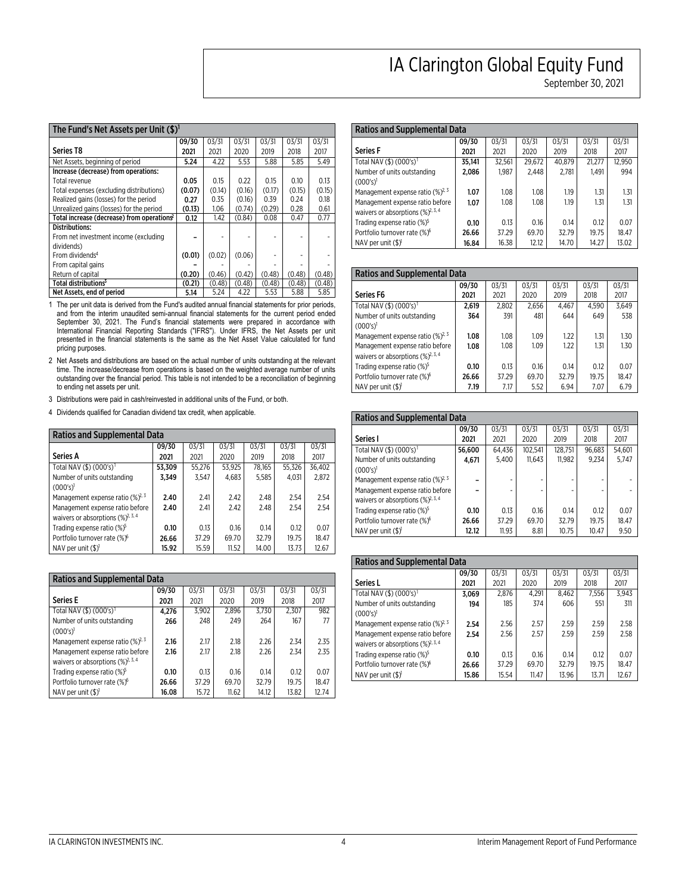# IA Clarington Global Equity Fund

September 30, 2021

| The Fund's Net Assets per Unit ($)[1] | | | | | | |
|---|---|---|---|---|---|---|
| **Series T8** | **09/30 2021** | 03/31 2021 | 03/31 2020 | 03/31 2019 | 03/31 2018 | 03/31 2017 |
| Net Assets, beginning of period | **5.24** | 4.22 | 5.53 | 5.88 | 5.85 | 5.49 |
| **Increase (decrease) from operations:** | | | | | | |
| Total revenue | **0.05** | 0.15 | 0.22 | 0.15 | 0.10 | 0.13 |
| Total expenses (excluding distributions) | **(0.07)** | (0.14) | (0.16) | (0.17) | (0.15) | (0.15) |
| Realized gains (losses) for the period | **0.27** | 0.35 | (0.16) | 0.39 | 0.24 | 0.18 |
| Unrealized gains (losses) for the period | **(0.13)** | 1.06 | (0.74) | (0.29) | 0.28 | 0.61 |
| **Total increase (decrease) from operations[2]** | **0.12** | 1.42 | (0.84) | 0.08 | 0.47 | 0.77 |
| **Distributions:** | | | | | | |
| From net investment income (excluding dividends) | **–** | - | - | - | - | - |
| From dividends[4] | **(0.01)** | (0.02) | (0.06) | - | - | - |
| From capital gains | **–** | - | - | - | - | - |
| Return of capital | **(0.20)** | (0.46) | (0.42) | (0.48) | (0.48) | (0.48) |
| **Total distributions[3]** | **(0.21)** | (0.48) | (0.48) | (0.48) | (0.48) | (0.48) |
| **Net Assets, end of period** | **5.14** | 5.24 | 4.22 | 5.53 | 5.88 | 5.85 |

1 The per unit data is derived from the Fund's audited annual financial statements for prior periods, and from the interim unaudited semi-annual financial statements for the current period ended September 30, 2021. The Fund's financial statements were prepared in accordance with International Financial Reporting Standards ("IFRS"). Under IFRS, the Net Assets per unit presented in the financial statements is the same as the Net Asset Value calculated for fund pricing purposes.

2 Net Assets and distributions are based on the actual number of units outstanding at the relevant time. The increase/decrease from operations is based on the weighted average number of units outstanding over the financial period. This table is not intended to be a reconciliation of beginning to ending net assets per unit.

3 Distributions were paid in cash/reinvested in additional units of the Fund, or both.

4 Dividends qualified for Canadian dividend tax credit, when applicable.

| Ratios and Supplemental Data | | | | | | |
|---|---|---|---|---|---|---|
| **Series A** | **09/30 2021** | 03/31 2021 | 03/31 2020 | 03/31 2019 | 03/31 2018 | 03/31 2017 |
| Total NAV ($) (000's)[1] | **53,309** | 55,276 | 53,925 | 78,165 | 55,326 | 36,402 |
| Number of units outstanding (000's)[1] | **3,349** | 3,547 | 4,683 | 5,585 | 4,031 | 2,872 |
| Management expense ratio (%)[2, 3] | **2.40** | 2.41 | 2.42 | 2.48 | 2.54 | 2.54 |
| Management expense ratio before waivers or absorptions (%)[2, 3, 4] | **2.40** | 2.41 | 2.42 | 2.48 | 2.54 | 2.54 |
| Trading expense ratio (%)[5] | **0.10** | 0.13 | 0.16 | 0.14 | 0.12 | 0.07 |
| Portfolio turnover rate (%)[6] | **26.66** | 37.29 | 69.70 | 32.79 | 19.75 | 18.47 |
| NAV per unit ($)[1] | **15.92** | 15.59 | 11.52 | 14.00 | 13.73 | 12.67 |

| Ratios and Supplemental Data | | | | | | |
|---|---|---|---|---|---|---|
| **Series E** | **09/30 2021** | 03/31 2021 | 03/31 2020 | 03/31 2019 | 03/31 2018 | 03/31 2017 |
| Total NAV ($) (000's)[1] | **4,276** | 3,902 | 2,896 | 3,730 | 2,307 | 982 |
| Number of units outstanding (000's)[1] | **266** | 248 | 249 | 264 | 167 | 77 |
| Management expense ratio (%)[2, 3] | **2.16** | 2.17 | 2.18 | 2.26 | 2.34 | 2.35 |
| Management expense ratio before waivers or absorptions (%)[2, 3, 4] | **2.16** | 2.17 | 2.18 | 2.26 | 2.34 | 2.35 |
| Trading expense ratio (%)[5] | **0.10** | 0.13 | 0.16 | 0.14 | 0.12 | 0.07 |
| Portfolio turnover rate (%)[6] | **26.66** | 37.29 | 69.70 | 32.79 | 19.75 | 18.47 |
| NAV per unit ($)[1] | **16.08** | 15.72 | 11.62 | 14.12 | 13.82 | 12.74 |

| Ratios and Supplemental Data | | | | | | |
|---|---|---|---|---|---|---|
| **Series F** | **09/30 2021** | 03/31 2021 | 03/31 2020 | 03/31 2019 | 03/31 2018 | 03/31 2017 |
| Total NAV ($) (000's)[1] | **35,141** | 32,561 | 29,672 | 40,879 | 21,277 | 12,950 |
| Number of units outstanding (000's)[1] | **2,086** | 1,987 | 2,448 | 2,781 | 1,491 | 994 |
| Management expense ratio (%)[2, 3] | **1.07** | 1.08 | 1.08 | 1.19 | 1.31 | 1.31 |
| Management expense ratio before waivers or absorptions (%)[2, 3, 4] | **1.07** | 1.08 | 1.08 | 1.19 | 1.31 | 1.31 |
| Trading expense ratio (%)[5] | **0.10** | 0.13 | 0.16 | 0.14 | 0.12 | 0.07 |
| Portfolio turnover rate (%)[6] | **26.66** | 37.29 | 69.70 | 32.79 | 19.75 | 18.47 |
| NAV per unit ($)[1] | **16.84** | 16.38 | 12.12 | 14.70 | 14.27 | 13.02 |

| Ratios and Supplemental Data | | | | | | |
|---|---|---|---|---|---|---|
| **Series F6** | **09/30 2021** | 03/31 2021 | 03/31 2020 | 03/31 2019 | 03/31 2018 | 03/31 2017 |
| Total NAV ($) (000's)[1] | **2,619** | 2,802 | 2,656 | 4,467 | 4,590 | 3,649 |
| Number of units outstanding (000's)[1] | **364** | 391 | 481 | 644 | 649 | 538 |
| Management expense ratio (%)[2, 3] | **1.08** | 1.08 | 1.09 | 1.22 | 1.31 | 1.30 |
| Management expense ratio before waivers or absorptions (%)[2, 3, 4] | **1.08** | 1.08 | 1.09 | 1.22 | 1.31 | 1.30 |
| Trading expense ratio (%)[5] | **0.10** | 0.13 | 0.16 | 0.14 | 0.12 | 0.07 |
| Portfolio turnover rate (%)[6] | **26.66** | 37.29 | 69.70 | 32.79 | 19.75 | 18.47 |
| NAV per unit ($)[1] | **7.19** | 7.17 | 5.52 | 6.94 | 7.07 | 6.79 |

| Ratios and Supplemental Data | | | | | | |
|---|---|---|---|---|---|---|
| **Series I** | **09/30 2021** | 03/31 2021 | 03/31 2020 | 03/31 2019 | 03/31 2018 | 03/31 2017 |
| Total NAV ($) (000's)[1] | **56,600** | 64,436 | 102,541 | 128,751 | 96,683 | 54,601 |
| Number of units outstanding (000's)[1] | **4,671** | 5,400 | 11,643 | 11,982 | 9,234 | 5,747 |
| Management expense ratio (%)[2, 3] | **–** | - | - | - | - | - |
| Management expense ratio before waivers or absorptions (%)[2, 3, 4] | **–** | - | - | - | - | - |
| Trading expense ratio (%)[5] | **0.10** | 0.13 | 0.16 | 0.14 | 0.12 | 0.07 |
| Portfolio turnover rate (%)[6] | **26.66** | 37.29 | 69.70 | 32.79 | 19.75 | 18.47 |
| NAV per unit ($)[1] | **12.12** | 11.93 | 8.81 | 10.75 | 10.47 | 9.50 |

| Ratios and Supplemental Data | | | | | | |
|---|---|---|---|---|---|---|
| **Series L** | **09/30 2021** | 03/31 2021 | 03/31 2020 | 03/31 2019 | 03/31 2018 | 03/31 2017 |
| Total NAV ($) (000's)[1] | **3,069** | 2,876 | 4,291 | 8,462 | 7,556 | 3,943 |
| Number of units outstanding (000's)[1] | **194** | 185 | 374 | 606 | 551 | 311 |
| Management expense ratio (%)[2, 3] | **2.54** | 2.56 | 2.57 | 2.59 | 2.59 | 2.58 |
| Management expense ratio before waivers or absorptions (%)[2, 3, 4] | **2.54** | 2.56 | 2.57 | 2.59 | 2.59 | 2.58 |
| Trading expense ratio (%)[5] | **0.10** | 0.13 | 0.16 | 0.14 | 0.12 | 0.07 |
| Portfolio turnover rate (%)[6] | **26.66** | 37.29 | 69.70 | 32.79 | 19.75 | 18.47 |
| NAV per unit ($)[1] | **15.86** | 15.54 | 11.47 | 13.96 | 13.71 | 12.67 |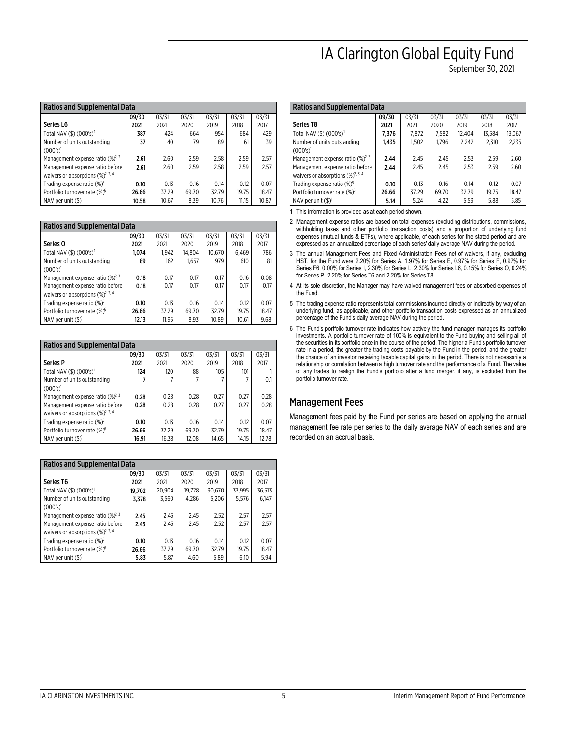# IA Clarington Global Equity Fund

September 30, 2021

| Ratios and Supplemental Data | | | | | | |
|---|---|---|---|---|---|---|
| **Series L6** | **09/30 2021** | 03/31 2021 | 03/31 2020 | 03/31 2019 | 03/31 2018 | 03/31 2017 |
| Total NAV ($) (000's)[1] | **387** | 424 | 664 | 954 | 684 | 429 |
| Number of units outstanding (000's)[1] | **37** | 40 | 79 | 89 | 61 | 39 |
| Management expense ratio (%)[2, 3] | **2.61** | 2.60 | 2.59 | 2.58 | 2.59 | 2.57 |
| Management expense ratio before waivers or absorptions (%)[2, 3, 4] | **2.61** | 2.60 | 2.59 | 2.58 | 2.59 | 2.57 |
| Trading expense ratio (%)[5] | **0.10** | 0.13 | 0.16 | 0.14 | 0.12 | 0.07 |
| Portfolio turnover rate (%)[6] | **26.66** | 37.29 | 69.70 | 32.79 | 19.75 | 18.47 |
| NAV per unit ($)[1] | **10.58** | 10.67 | 8.39 | 10.76 | 11.15 | 10.87 |

| Ratios and Supplemental Data | | | | | | |
|---|---|---|---|---|---|---|
| **Series O** | **09/30 2021** | 03/31 2021 | 03/31 2020 | 03/31 2019 | 03/31 2018 | 03/31 2017 |
| Total NAV ($) (000's)[1] | **1,074** | 1,942 | 14,804 | 10,670 | 6,469 | 786 |
| Number of units outstanding (000's)[1] | **89** | 162 | 1,657 | 979 | 610 | 81 |
| Management expense ratio (%)[2, 3] | **0.18** | 0.17 | 0.17 | 0.17 | 0.16 | 0.08 |
| Management expense ratio before waivers or absorptions (%)[2, 3, 4] | **0.18** | 0.17 | 0.17 | 0.17 | 0.17 | 0.17 |
| Trading expense ratio (%)[5] | **0.10** | 0.13 | 0.16 | 0.14 | 0.12 | 0.07 |
| Portfolio turnover rate (%)[6] | **26.66** | 37.29 | 69.70 | 32.79 | 19.75 | 18.47 |
| NAV per unit ($)[1] | **12.13** | 11.95 | 8.93 | 10.89 | 10.61 | 9.68 |

| Ratios and Supplemental Data | | | | | | |
|---|---|---|---|---|---|---|
| **Series P** | **09/30 2021** | 03/31 2021 | 03/31 2020 | 03/31 2019 | 03/31 2018 | 03/31 2017 |
| Total NAV ($) (000's)[1] | **124** | 120 | 88 | 105 | 101 | 1 |
| Number of units outstanding (000's)[1] | **7** | 7 | 7 | 7 | 7 | 0.1 |
| Management expense ratio (%)[2, 3] | **0.28** | 0.28 | 0.28 | 0.27 | 0.27 | 0.28 |
| Management expense ratio before waivers or absorptions (%)[2, 3, 4] | **0.28** | 0.28 | 0.28 | 0.27 | 0.27 | 0.28 |
| Trading expense ratio (%)[5] | **0.10** | 0.13 | 0.16 | 0.14 | 0.12 | 0.07 |
| Portfolio turnover rate (%)[6] | **26.66** | 37.29 | 69.70 | 32.79 | 19.75 | 18.47 |
| NAV per unit ($)[1] | **16.91** | 16.38 | 12.08 | 14.65 | 14.15 | 12.78 |

| Ratios and Supplemental Data | | | | | | |
|---|---|---|---|---|---|---|
| **Series T6** | **09/30 2021** | 03/31 2021 | 03/31 2020 | 03/31 2019 | 03/31 2018 | 03/31 2017 |
| Total NAV ($) (000's)[1] | **19,702** | 20,904 | 19,728 | 30,670 | 33,995 | 36,513 |
| Number of units outstanding (000's)[1] | **3,378** | 3,560 | 4,286 | 5,206 | 5,576 | 6,147 |
| Management expense ratio (%)[2, 3] | **2.45** | 2.45 | 2.45 | 2.52 | 2.57 | 2.57 |
| Management expense ratio before waivers or absorptions (%)[2, 3, 4] | **2.45** | 2.45 | 2.45 | 2.52 | 2.57 | 2.57 |
| Trading expense ratio (%)[5] | **0.10** | 0.13 | 0.16 | 0.14 | 0.12 | 0.07 |
| Portfolio turnover rate (%)[6] | **26.66** | 37.29 | 69.70 | 32.79 | 19.75 | 18.47 |
| NAV per unit ($)[1] | **5.83** | 5.87 | 4.60 | 5.89 | 6.10 | 5.94 |

| Ratios and Supplemental Data | | | | | | |
|---|---|---|---|---|---|---|
| **Series T8** | **09/30 2021** | 03/31 2021 | 03/31 2020 | 03/31 2019 | 03/31 2018 | 03/31 2017 |
| Total NAV ($) (000's)[1] | **7,376** | 7,872 | 7,582 | 12,404 | 13,584 | 13,067 |
| Number of units outstanding (000's)[1] | **1,435** | 1,502 | 1,796 | 2,242 | 2,310 | 2,235 |
| Management expense ratio (%)[2, 3] | **2.44** | 2.45 | 2.45 | 2.53 | 2.59 | 2.60 |
| Management expense ratio before waivers or absorptions (%)[2, 3, 4] | **2.44** | 2.45 | 2.45 | 2.53 | 2.59 | 2.60 |
| Trading expense ratio (%)[5] | **0.10** | 0.13 | 0.16 | 0.14 | 0.12 | 0.07 |
| Portfolio turnover rate (%)[6] | **26.66** | 37.29 | 69.70 | 32.79 | 19.75 | 18.47 |
| NAV per unit ($)[1] | **5.14** | 5.24 | 4.22 | 5.53 | 5.88 | 5.85 |

1 This information is provided as at each period shown.

2 Management expense ratios are based on total expenses (excluding distributions, commissions, withholding taxes and other portfolio transaction costs) and a proportion of underlying fund expenses (mutual funds & ETFs), where applicable, of each series for the stated period and are expressed as an annualized percentage of each series' daily average NAV during the period.

3 The annual Management Fees and Fixed Administration Fees net of waivers, if any, excluding HST, for the Fund were 2.20% for Series A, 1.97% for Series E, 0.97% for Series F, 0.97% for Series F6, 0.00% for Series I, 2.30% for Series L, 2.30% for Series L6, 0.15% for Series O, 0.24% for Series P, 2.20% for Series T6 and 2.20% for Series T8.

4 At its sole discretion, the Manager may have waived management fees or absorbed expenses of the Fund.

5 The trading expense ratio represents total commissions incurred directly or indirectly by way of an underlying fund, as applicable, and other portfolio transaction costs expressed as an annualized percentage of the Fund's daily average NAV during the period.

6 The Fund's portfolio turnover rate indicates how actively the fund manager manages its portfolio investments. A portfolio turnover rate of 100% is equivalent to the Fund buying and selling all of the securities in its portfolio once in the course of the period. The higher a Fund's portfolio turnover rate in a period, the greater the trading costs payable by the Fund in the period, and the greater the chance of an investor receiving taxable capital gains in the period. There is not necessarily a relationship or correlation between a high turnover rate and the performance of a Fund. The value of any trades to realign the Fund's portfolio after a fund merger, if any, is excluded from the portfolio turnover rate.

## Management Fees

Management fees paid by the Fund per series are based on applying the annual management fee rate per series to the daily average NAV of each series and are recorded on an accrual basis.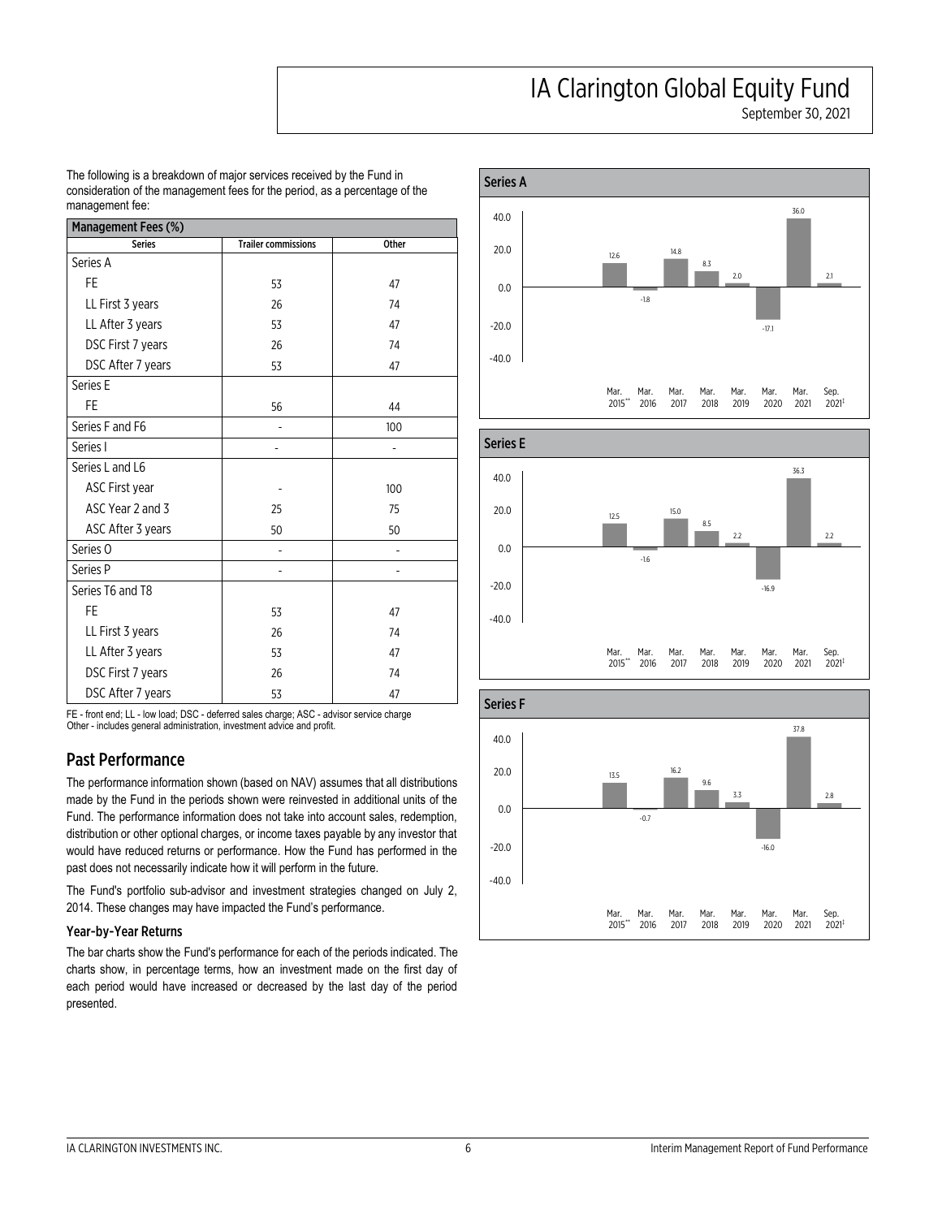The following is a breakdown of major services received by the Fund in consideration of the management fees for the period, as a percentage of the management fee:

| Management Fees (%) | | |
|---|---|---|
| Series | Trailer commissions | Other |
| Series A | | |
| FE | 53 | 47 |
| LL First 3 years | 26 | 74 |
| LL After 3 years | 53 | 47 |
| DSC First 7 years | 26 | 74 |
| DSC After 7 years | 53 | 47 |
| Series E | | |
| FE | 56 | 44 |
| Series F and F6 | - | 100 |
| Series I | - | - |
| Series L and L6 | | |
| ASC First year | - | 100 |
| ASC Year 2 and 3 | 25 | 75 |
| ASC After 3 years | 50 | 50 |
| Series O | - | - |
| Series P | - | - |
| Series T6 and T8 | | |
| FE | 53 | 47 |
| LL First 3 years | 26 | 74 |
| LL After 3 years | 53 | 47 |
| DSC First 7 years | 26 | 74 |
| DSC After 7 years | 53 | 47 |

FE - front end; LL - low load; DSC - deferred sales charge; ASC - advisor service charge
Other - includes general administration, investment advice and profit.

## Past Performance

The performance information shown (based on NAV) assumes that all distributions made by the Fund in the periods shown were reinvested in additional units of the Fund. The performance information does not take into account sales, redemption, distribution or other optional charges, or income taxes payable by any investor that would have reduced returns or performance. How the Fund has performed in the past does not necessarily indicate how it will perform in the future.

The Fund's portfolio sub-advisor and investment strategies changed on July 2, 2014. These changes may have impacted the Fund's performance.

### Year-by-Year Returns

The bar charts show the Fund's performance for each of the periods indicated. The charts show, in percentage terms, how an investment made on the first day of each period would have increased or decreased by the last day of the period presented.

**Series A**

| Mar. 2015** | Mar. 2016 | Mar. 2017 | Mar. 2018 | Mar. 2019 | Mar. 2020 | Mar. 2021 | Sep. 2021‡ |
|---|---|---|---|---|---|---|---|
| 12.6 | -1.8 | 14.8 | 8.3 | 2.0 | -17.1 | 36.0 | 2.1 |

**Series E**

| Mar. 2015** | Mar. 2016 | Mar. 2017 | Mar. 2018 | Mar. 2019 | Mar. 2020 | Mar. 2021 | Sep. 2021‡ |
|---|---|---|---|---|---|---|---|
| 12.5 | -1.6 | 15.0 | 8.5 | 2.2 | -16.9 | 36.3 | 2.2 |

**Series F**

| Mar. 2015** | Mar. 2016 | Mar. 2017 | Mar. 2018 | Mar. 2019 | Mar. 2020 | Mar. 2021 | Sep. 2021‡ |
|---|---|---|---|---|---|---|---|
| 13.5 | -0.7 | 16.2 | 9.6 | 3.3 | -16.0 | 37.8 | 2.8 |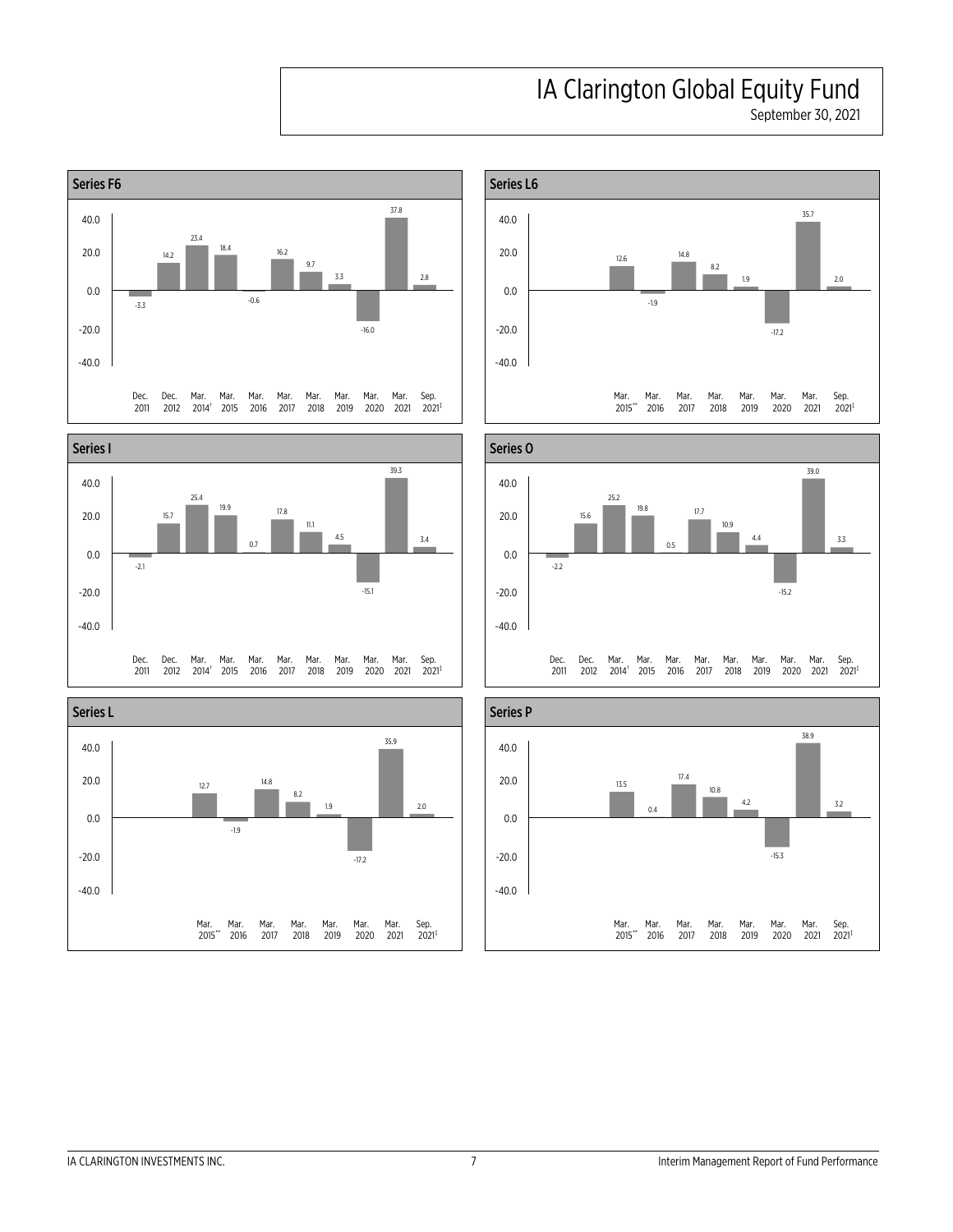### Series F6

| Dec. 2011 | Dec. 2012 | Mar. 2014† | Mar. 2015 | Mar. 2016 | Mar. 2017 | Mar. 2018 | Mar. 2019 | Mar. 2020 | Mar. 2021 | Sep. 2021‡ |
|---|---|---|---|---|---|---|---|---|---|---|
| -3.3 | 14.2 | 23.4 | 18.4 | -0.6 | 16.2 | 9.7 | 3.3 | -16.0 | 37.8 | 2.8 |

### Series L6

| Mar. 2015** | Mar. 2016 | Mar. 2017 | Mar. 2018 | Mar. 2019 | Mar. 2020 | Mar. 2021 | Sep. 2021‡ |
|---|---|---|---|---|---|---|---|
| 12.6 | -1.9 | 14.8 | 8.2 | 1.9 | -17.2 | 35.7 | 2.0 |

### Series I

| Dec. 2011 | Dec. 2012 | Mar. 2014† | Mar. 2015 | Mar. 2016 | Mar. 2017 | Mar. 2018 | Mar. 2019 | Mar. 2020 | Mar. 2021 | Sep. 2021‡ |
|---|---|---|---|---|---|---|---|---|---|---|
| -2.1 | 15.7 | 25.4 | 19.9 | 0.7 | 17.8 | 11.1 | 4.5 | -15.1 | 39.3 | 3.4 |

### Series O

| Dec. 2011 | Dec. 2012 | Mar. 2014† | Mar. 2015 | Mar. 2016 | Mar. 2017 | Mar. 2018 | Mar. 2019 | Mar. 2020 | Mar. 2021 | Sep. 2021‡ |
|---|---|---|---|---|---|---|---|---|---|---|
| -2.2 | 15.6 | 25.2 | 19.8 | 0.5 | 17.7 | 10.9 | 4.4 | -15.2 | 39.0 | 3.3 |

### Series L

| Mar. 2015** | Mar. 2016 | Mar. 2017 | Mar. 2018 | Mar. 2019 | Mar. 2020 | Mar. 2021 | Sep. 2021‡ |
|---|---|---|---|---|---|---|---|
| 12.7 | -1.9 | 14.8 | 8.2 | 1.9 | -17.2 | 35.9 | 2.0 |

### Series P

| Mar. 2015** | Mar. 2016 | Mar. 2017 | Mar. 2018 | Mar. 2019 | Mar. 2020 | Mar. 2021 | Sep. 2021‡ |
|---|---|---|---|---|---|---|---|
| 13.5 | 0.4 | 17.4 | 10.8 | 4.2 | -15.3 | 38.9 | 3.2 |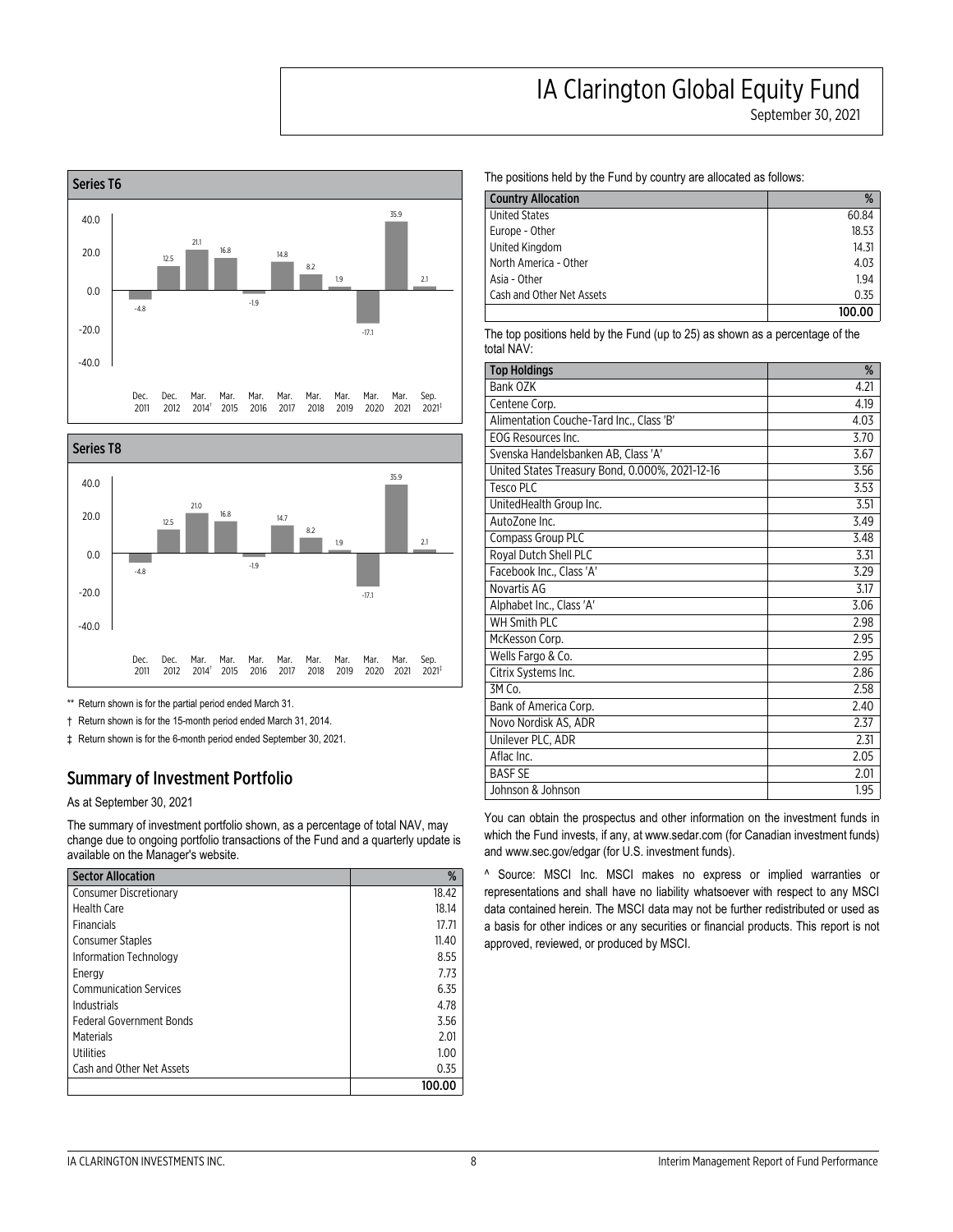# IA Clarington Global Equity Fund

September 30, 2021

## Series T6

| Period | Return (%) |
|---|---|
| Dec. 2011 | -4.8 |
| Dec. 2012 | 12.5 |
| Mar. 2014† | 21.1 |
| Mar. 2015 | 16.8 |
| Mar. 2016 | -1.9 |
| Mar. 2017 | 14.8 |
| Mar. 2018 | 8.2 |
| Mar. 2019 | 1.9 |
| Mar. 2020 | -17.1 |
| Mar. 2021 | 35.9 |
| Sep. 2021‡ | 2.1 |

## Series T8

| Period | Return (%) |
|---|---|
| Dec. 2011 | -4.8 |
| Dec. 2012 | 12.5 |
| Mar. 2014† | 21.0 |
| Mar. 2015 | 16.8 |
| Mar. 2016 | -1.9 |
| Mar. 2017 | 14.7 |
| Mar. 2018 | 8.2 |
| Mar. 2019 | 1.9 |
| Mar. 2020 | -17.1 |
| Mar. 2021 | 35.9 |
| Sep. 2021‡ | 2.1 |

** Return shown is for the partial period ended March 31.

† Return shown is for the 15-month period ended March 31, 2014.

‡ Return shown is for the 6-month period ended September 30, 2021.

## Summary of Investment Portfolio

As at September 30, 2021

The summary of investment portfolio shown, as a percentage of total NAV, may change due to ongoing portfolio transactions of the Fund and a quarterly update is available on the Manager's website.

| Sector Allocation | % |
|---|---|
| Consumer Discretionary | 18.42 |
| Health Care | 18.14 |
| Financials | 17.71 |
| Consumer Staples | 11.40 |
| Information Technology | 8.55 |
| Energy | 7.73 |
| Communication Services | 6.35 |
| Industrials | 4.78 |
| Federal Government Bonds | 3.56 |
| Materials | 2.01 |
| Utilities | 1.00 |
| Cash and Other Net Assets | 0.35 |
| | **100.00** |

The positions held by the Fund by country are allocated as follows:

| Country Allocation | % |
|---|---|
| United States | 60.84 |
| Europe - Other | 18.53 |
| United Kingdom | 14.31 |
| North America - Other | 4.03 |
| Asia - Other | 1.94 |
| Cash and Other Net Assets | 0.35 |
| | **100.00** |

The top positions held by the Fund (up to 25) as shown as a percentage of the total NAV:

| Top Holdings | % |
|---|---|
| Bank OZK | 4.21 |
| Centene Corp. | 4.19 |
| Alimentation Couche-Tard Inc., Class 'B' | 4.03 |
| EOG Resources Inc. | 3.70 |
| Svenska Handelsbanken AB, Class 'A' | 3.67 |
| United States Treasury Bond, 0.000%, 2021-12-16 | 3.56 |
| Tesco PLC | 3.53 |
| UnitedHealth Group Inc. | 3.51 |
| AutoZone Inc. | 3.49 |
| Compass Group PLC | 3.48 |
| Royal Dutch Shell PLC | 3.31 |
| Facebook Inc., Class 'A' | 3.29 |
| Novartis AG | 3.17 |
| Alphabet Inc., Class 'A' | 3.06 |
| WH Smith PLC | 2.98 |
| McKesson Corp. | 2.95 |
| Wells Fargo & Co. | 2.95 |
| Citrix Systems Inc. | 2.86 |
| 3M Co. | 2.58 |
| Bank of America Corp. | 2.40 |
| Novo Nordisk AS, ADR | 2.37 |
| Unilever PLC, ADR | 2.31 |
| Aflac Inc. | 2.05 |
| BASF SE | 2.01 |
| Johnson & Johnson | 1.95 |

You can obtain the prospectus and other information on the investment funds in which the Fund invests, if any, at www.sedar.com (for Canadian investment funds) and www.sec.gov/edgar (for U.S. investment funds).

^ Source: MSCI Inc. MSCI makes no express or implied warranties or representations and shall have no liability whatsoever with respect to any MSCI data contained herein. The MSCI data may not be further redistributed or used as a basis for other indices or any securities or financial products. This report is not approved, reviewed, or produced by MSCI.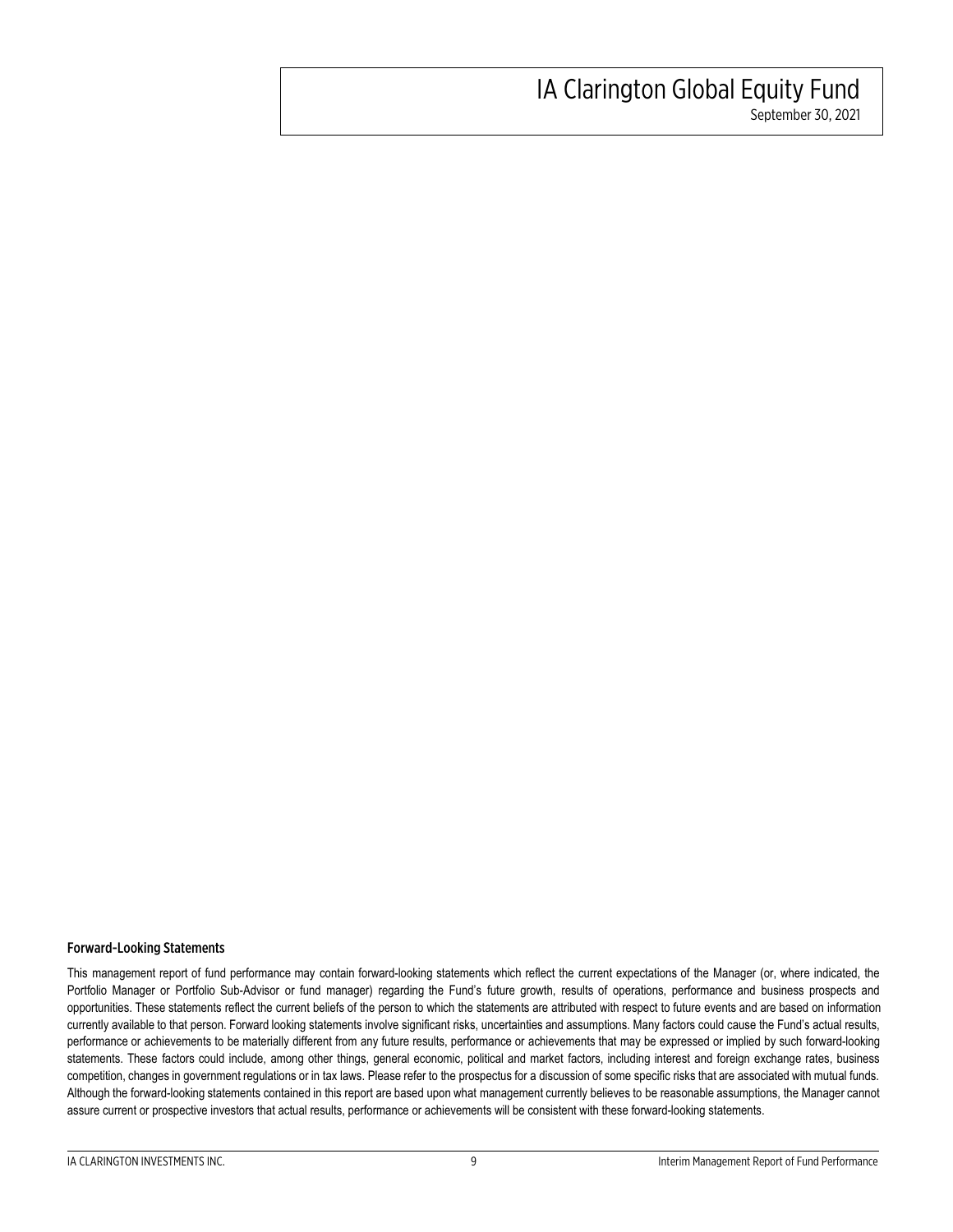### Forward-Looking Statements

This management report of fund performance may contain forward-looking statements which reflect the current expectations of the Manager (or, where indicated, the Portfolio Manager or Portfolio Sub-Advisor or fund manager) regarding the Fund's future growth, results of operations, performance and business prospects and opportunities. These statements reflect the current beliefs of the person to which the statements are attributed with respect to future events and are based on information currently available to that person. Forward looking statements involve significant risks, uncertainties and assumptions. Many factors could cause the Fund's actual results, performance or achievements to be materially different from any future results, performance or achievements that may be expressed or implied by such forward-looking statements. These factors could include, among other things, general economic, political and market factors, including interest and foreign exchange rates, business competition, changes in government regulations or in tax laws. Please refer to the prospectus for a discussion of some specific risks that are associated with mutual funds. Although the forward-looking statements contained in this report are based upon what management currently believes to be reasonable assumptions, the Manager cannot assure current or prospective investors that actual results, performance or achievements will be consistent with these forward-looking statements.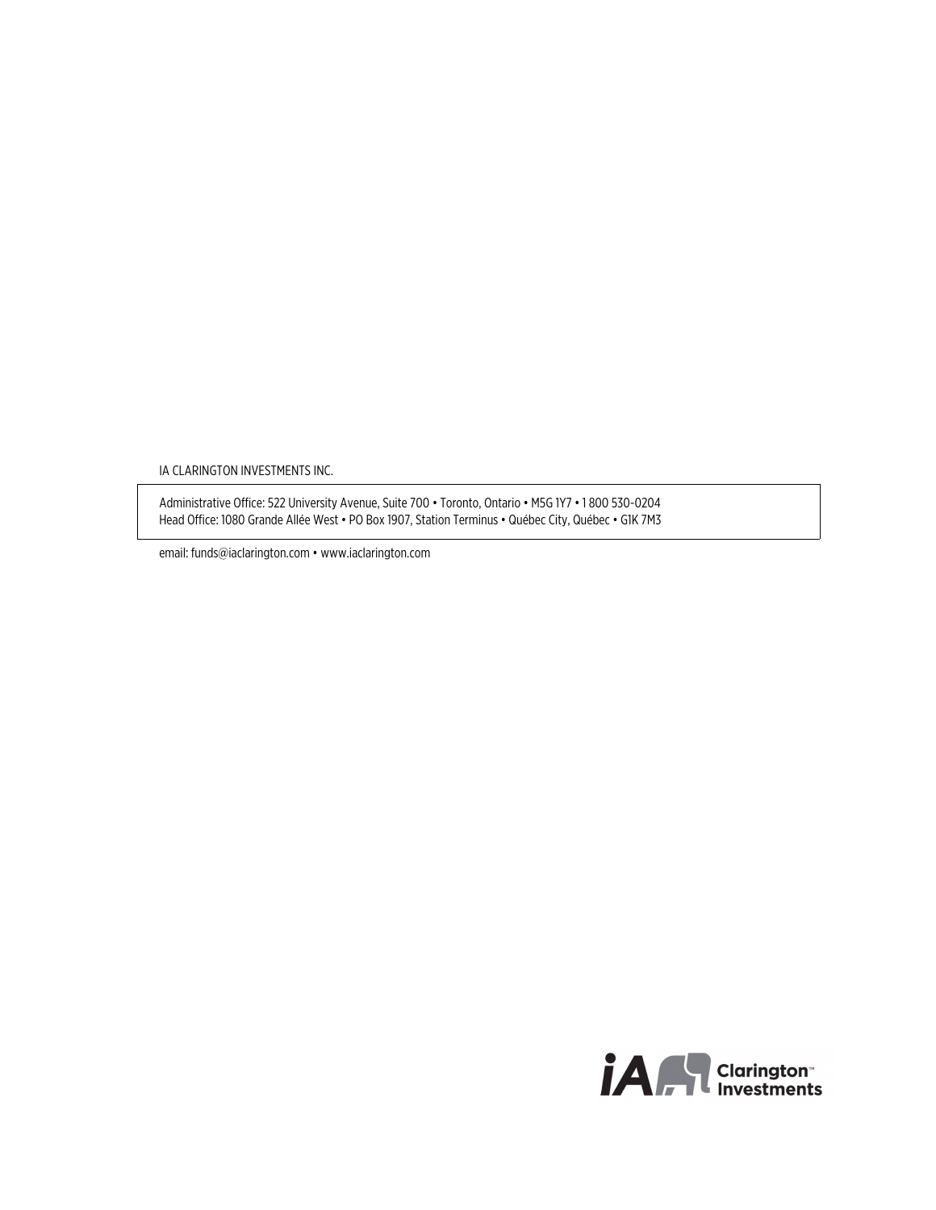IA CLARINGTON INVESTMENTS INC.

Administrative Office: 522 University Avenue, Suite 700 • Toronto, Ontario • M5G 1Y7 • 1 800 530-0204
Head Office: 1080 Grande Allée West • PO Box 1907, Station Terminus • Québec City, Québec • G1K 7M3

email: funds@iaclarington.com • www.iaclarington.com

iA Clarington™ Investments